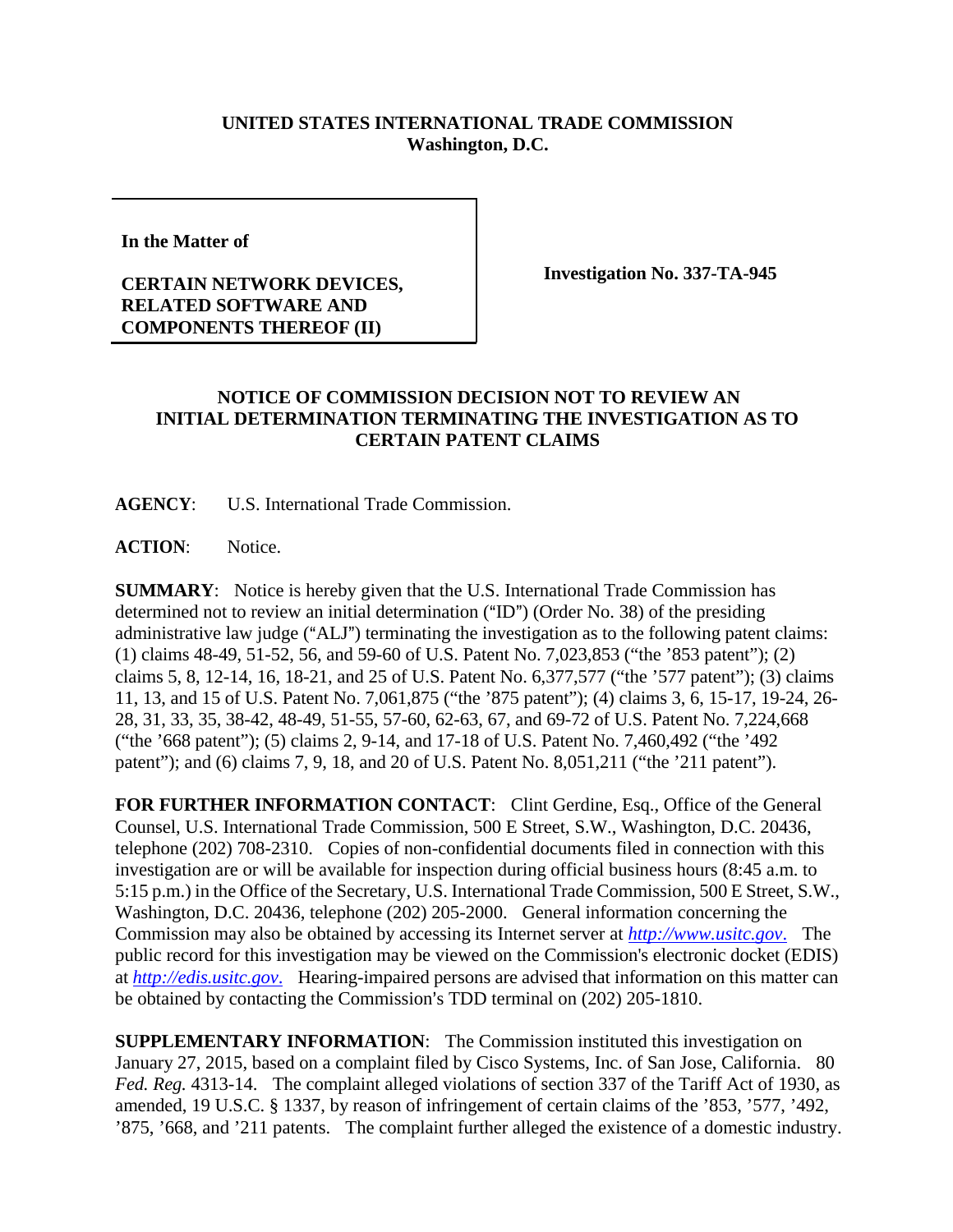**UNITED STATES INTERNATIONAL TRADE COMMISSION**
**Washington, D.C.**

| | |
|---|---|
| **In the Matter of**<br><br>**CERTAIN NETWORK DEVICES, RELATED SOFTWARE AND COMPONENTS THEREOF (II)** | **Investigation No. 337-TA-945** |

## NOTICE OF COMMISSION DECISION NOT TO REVIEW AN INITIAL DETERMINATION TERMINATING THE INVESTIGATION AS TO CERTAIN PATENT CLAIMS

**AGENCY**: U.S. International Trade Commission.

**ACTION**: Notice.

**SUMMARY**: Notice is hereby given that the U.S. International Trade Commission has determined not to review an initial determination ("ID") (Order No. 38) of the presiding administrative law judge ("ALJ") terminating the investigation as to the following patent claims: (1) claims 48-49, 51-52, 56, and 59-60 of U.S. Patent No. 7,023,853 ("the '853 patent"); (2) claims 5, 8, 12-14, 16, 18-21, and 25 of U.S. Patent No. 6,377,577 ("the '577 patent"); (3) claims 11, 13, and 15 of U.S. Patent No. 7,061,875 ("the '875 patent"); (4) claims 3, 6, 15-17, 19-24, 26-28, 31, 33, 35, 38-42, 48-49, 51-55, 57-60, 62-63, 67, and 69-72 of U.S. Patent No. 7,224,668 ("the '668 patent"); (5) claims 2, 9-14, and 17-18 of U.S. Patent No. 7,460,492 ("the '492 patent"); and (6) claims 7, 9, 18, and 20 of U.S. Patent No. 8,051,211 ("the '211 patent").

**FOR FURTHER INFORMATION CONTACT**: Clint Gerdine, Esq., Office of the General Counsel, U.S. International Trade Commission, 500 E Street, S.W., Washington, D.C. 20436, telephone (202) 708-2310. Copies of non-confidential documents filed in connection with this investigation are or will be available for inspection during official business hours (8:45 a.m. to 5:15 p.m.) in the Office of the Secretary, U.S. International Trade Commission, 500 E Street, S.W., Washington, D.C. 20436, telephone (202) 205-2000. General information concerning the Commission may also be obtained by accessing its Internet server at *http://www.usitc.gov*. The public record for this investigation may be viewed on the Commission's electronic docket (EDIS) at *http://edis.usitc.gov*. Hearing-impaired persons are advised that information on this matter can be obtained by contacting the Commission's TDD terminal on (202) 205-1810.

**SUPPLEMENTARY INFORMATION**: The Commission instituted this investigation on January 27, 2015, based on a complaint filed by Cisco Systems, Inc. of San Jose, California. 80 *Fed. Reg.* 4313-14. The complaint alleged violations of section 337 of the Tariff Act of 1930, as amended, 19 U.S.C. § 1337, by reason of infringement of certain claims of the '853, '577, '492, '875, '668, and '211 patents. The complaint further alleged the existence of a domestic industry.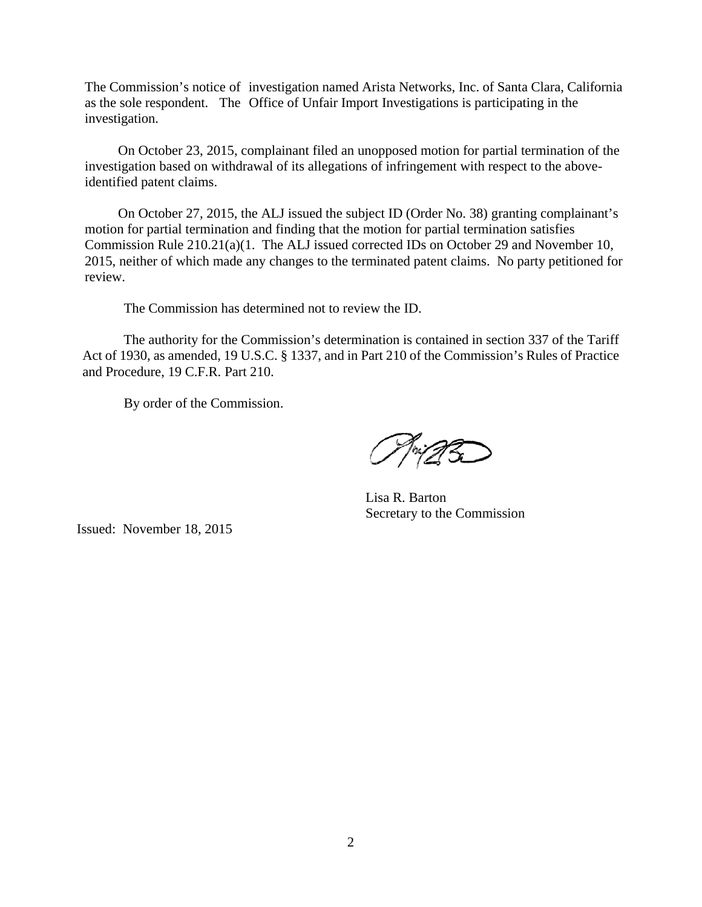The Commission's notice of investigation named Arista Networks, Inc. of Santa Clara, California as the sole respondent. The Office of Unfair Import Investigations is participating in the investigation.

On October 23, 2015, complainant filed an unopposed motion for partial termination of the investigation based on withdrawal of its allegations of infringement with respect to the above-identified patent claims.

On October 27, 2015, the ALJ issued the subject ID (Order No. 38) granting complainant's motion for partial termination and finding that the motion for partial termination satisfies Commission Rule 210.21(a)(1. The ALJ issued corrected IDs on October 29 and November 10, 2015, neither of which made any changes to the terminated patent claims. No party petitioned for review.

The Commission has determined not to review the ID.

The authority for the Commission's determination is contained in section 337 of the Tariff Act of 1930, as amended, 19 U.S.C. § 1337, and in Part 210 of the Commission's Rules of Practice and Procedure, 19 C.F.R. Part 210.

By order of the Commission.

Lisa R. Barton
Secretary to the Commission

Issued: November 18, 2015